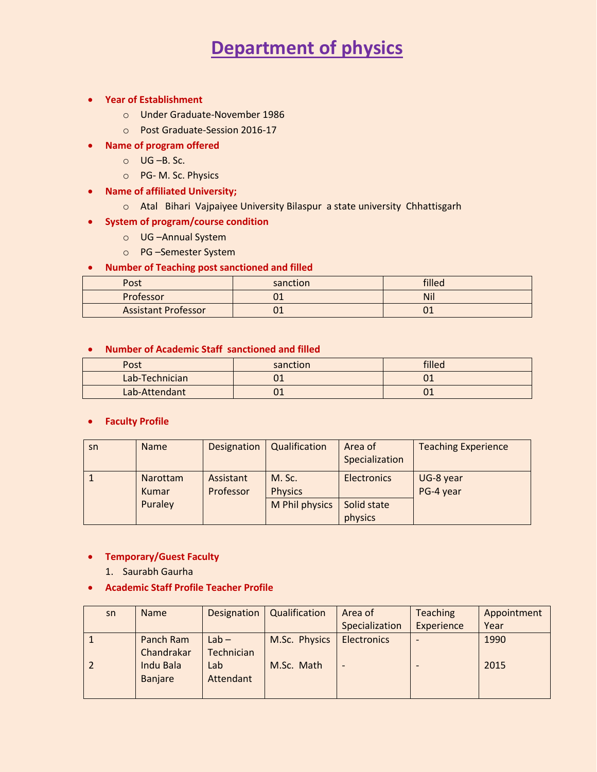# Department of physics

- **Year of Establishment**
  - Under Graduate-November 1986
  - Post Graduate-Session 2016-17
- **Name of program offered**
  - UG –B. Sc.
  - PG- M. Sc. Physics
- **Name of affiliated University;**
  - Atal Bihari Vajpaiyee University Bilaspur a state university Chhattisgarh
- **System of program/course condition**
  - UG –Annual System
  - PG –Semester System
- **Number of Teaching post sanctioned and filled**

| Post | sanction | filled |
|---|---|---|
| Professor | 01 | Nil |
| Assistant Professor | 01 | 01 |

- **Number of Academic Staff sanctioned and filled**

| Post | sanction | filled |
|---|---|---|
| Lab-Technician | 01 | 01 |
| Lab-Attendant | 01 | 01 |

- **Faculty Profile**

| sn | Name | Designation | Qualification | Area of Specialization | Teaching Experience |
|---|---|---|---|---|---|
| 1 | Narottam Kumar Puraley | Assistant Professor | M. Sc. Physics | Electronics | UG-8 year<br>PG-4 year |
| | | | M Phil physics | Solid state physics | |

- **Temporary/Guest Faculty**
  1. Saurabh Gaurha
- **Academic Staff Profile Teacher Profile**

| sn | Name | Designation | Qualification | Area of Specialization | Teaching Experience | Appointment Year |
|---|---|---|---|---|---|---|
| 1 | Panch Ram Chandrakar | Lab – Technician | M.Sc. Physics | Electronics | - | 1990 |
| 2 | Indu Bala Banjare | Lab Attendant | M.Sc. Math | - | - | 2015 |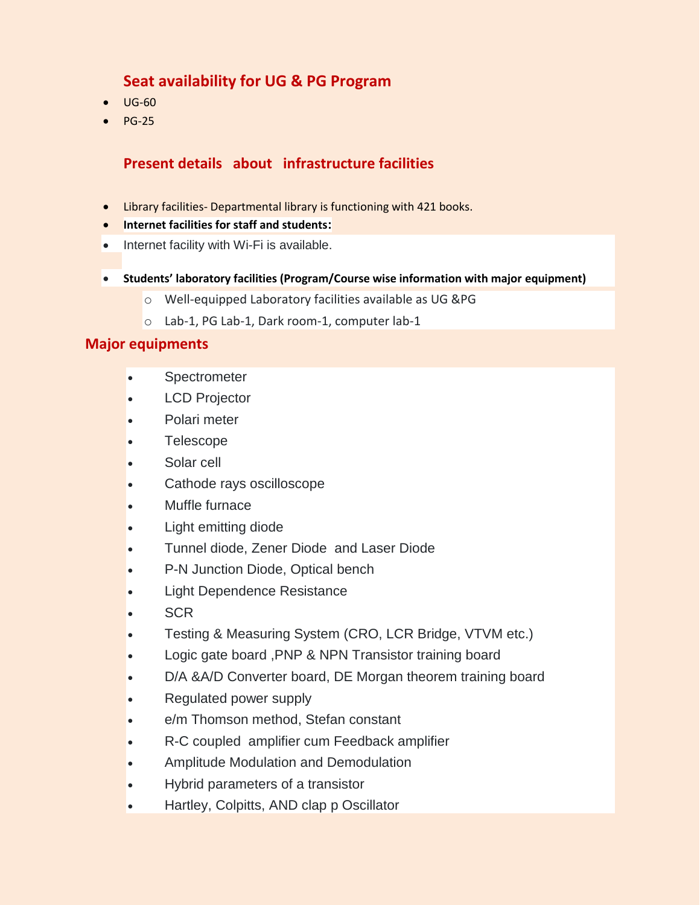## Seat availability for UG & PG Program

- UG-60
- PG-25

## Present details about infrastructure facilities

- Library facilities- Departmental library is functioning with 421 books.
- **Internet facilities for staff and students:**
- Internet facility with Wi-Fi is available.
- **Students' laboratory facilities (Program/Course wise information with major equipment)**
    - Well-equipped Laboratory facilities available as UG &PG
    - Lab-1, PG Lab-1, Dark room-1, computer lab-1

## Major equipments

- Spectrometer
- LCD Projector
- Polari meter
- Telescope
- Solar cell
- Cathode rays oscilloscope
- Muffle furnace
- Light emitting diode
- Tunnel diode, Zener Diode and Laser Diode
- P-N Junction Diode, Optical bench
- Light Dependence Resistance
- SCR
- Testing & Measuring System (CRO, LCR Bridge, VTVM etc.)
- Logic gate board ,PNP & NPN Transistor training board
- D/A &A/D Converter board, DE Morgan theorem training board
- Regulated power supply
- e/m Thomson method, Stefan constant
- R-C coupled amplifier cum Feedback amplifier
- Amplitude Modulation and Demodulation
- Hybrid parameters of a transistor
- Hartley, Colpitts, AND clap p Oscillator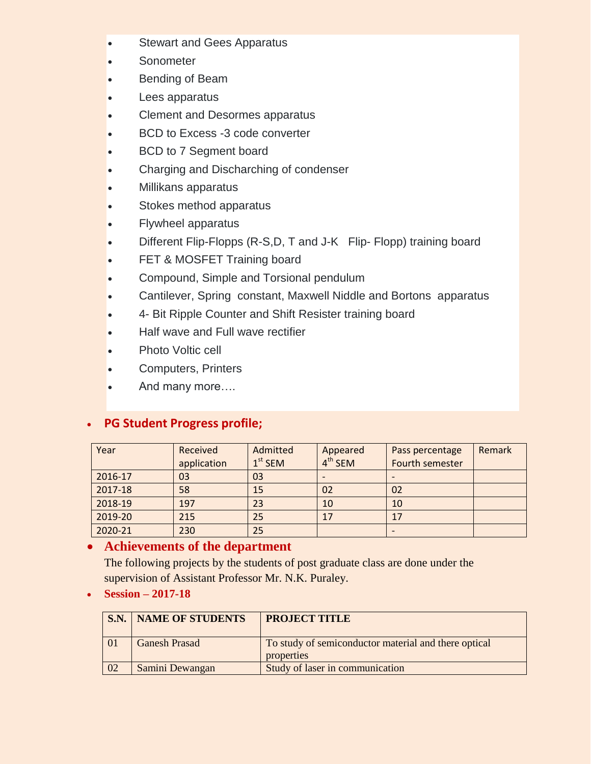- Stewart and Gees Apparatus
- Sonometer
- Bending of Beam
- Lees apparatus
- Clement and Desormes apparatus
- BCD to Excess -3 code converter
- BCD to 7 Segment board
- Charging and Discharching of condenser
- Millikans apparatus
- Stokes method apparatus
- Flywheel apparatus
- Different Flip-Flopps (R-S,D, T and J-K Flip- Flopp) training board
- FET & MOSFET Training board
- Compound, Simple and Torsional pendulum
- Cantilever, Spring constant, Maxwell Niddle and Bortons apparatus
- 4- Bit Ripple Counter and Shift Resister training board
- Half wave and Full wave rectifier
- Photo Voltic cell
- Computers, Printers
- And many more….

- **PG Student Progress profile;**

| Year | Received application | Admitted 1st SEM | Appeared 4th SEM | Pass percentage Fourth semester | Remark |
|---|---|---|---|---|---|
| 2016-17 | 03 | 03 | - | - | |
| 2017-18 | 58 | 15 | 02 | 02 | |
| 2018-19 | 197 | 23 | 10 | 10 | |
| 2019-20 | 215 | 25 | 17 | 17 | |
| 2020-21 | 230 | 25 | | - | |

- **Achievements of the department**

  The following projects by the students of post graduate class are done under the supervision of Assistant Professor Mr. N.K. Puraley.

- **Session – 2017-18**

| S.N. | NAME OF STUDENTS | PROJECT TITLE |
|---|---|---|
| 01 | Ganesh Prasad | To study of semiconductor material and there optical properties |
| 02 | Samini Dewangan | Study of laser in communication |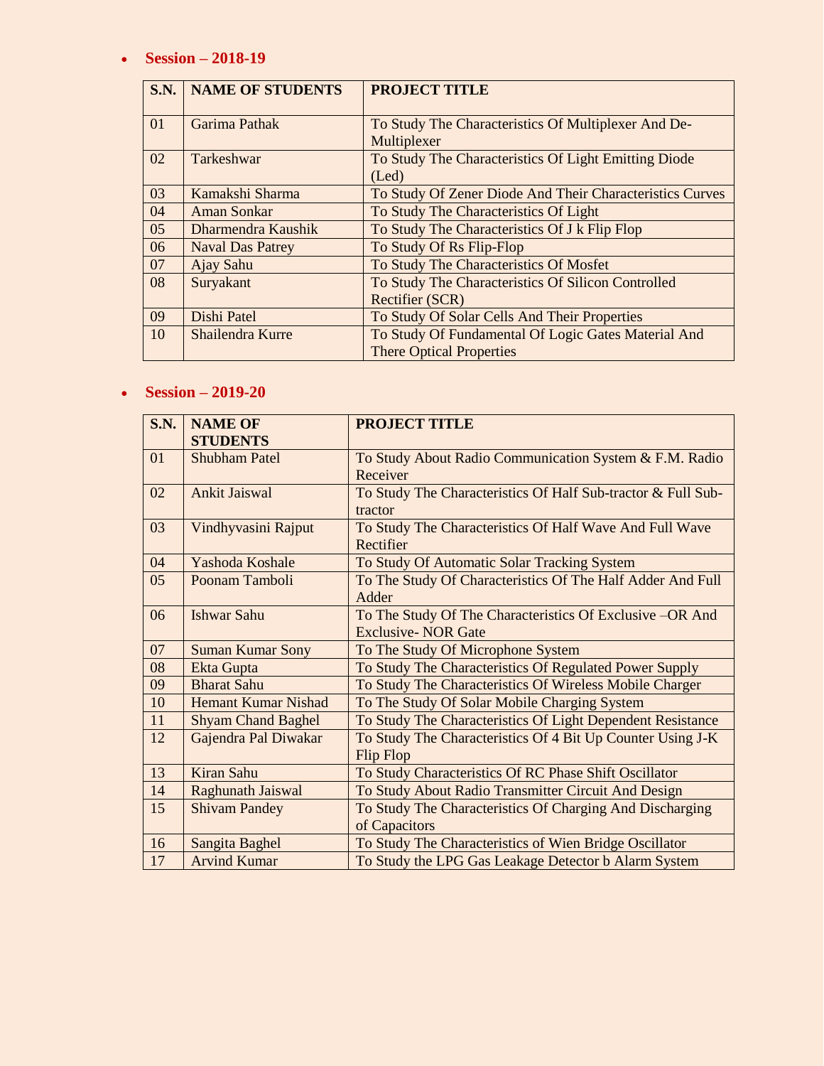- **Session – 2018-19**

| S.N. | NAME OF STUDENTS | PROJECT TITLE |
|---|---|---|
| 01 | Garima Pathak | To Study The Characteristics Of Multiplexer And De-Multiplexer |
| 02 | Tarkeshwar | To Study The Characteristics Of Light Emitting Diode (Led) |
| 03 | Kamakshi Sharma | To Study Of Zener Diode And Their Characteristics Curves |
| 04 | Aman Sonkar | To Study The Characteristics Of Light |
| 05 | Dharmendra Kaushik | To Study The Characteristics Of J k Flip Flop |
| 06 | Naval Das Patrey | To Study Of Rs Flip-Flop |
| 07 | Ajay Sahu | To Study The Characteristics Of Mosfet |
| 08 | Suryakant | To Study The Characteristics Of Silicon Controlled Rectifier (SCR) |
| 09 | Dishi Patel | To Study Of Solar Cells And Their Properties |
| 10 | Shailendra Kurre | To Study Of Fundamental Of Logic Gates Material And There Optical Properties |

- **Session – 2019-20**

| S.N. | NAME OF STUDENTS | PROJECT TITLE |
|---|---|---|
| 01 | Shubham Patel | To Study About Radio Communication System & F.M. Radio Receiver |
| 02 | Ankit Jaiswal | To Study The Characteristics Of Half Sub-tractor & Full Sub-tractor |
| 03 | Vindhyvasini Rajput | To Study The Characteristics Of Half Wave And Full Wave Rectifier |
| 04 | Yashoda Koshale | To Study Of Automatic Solar Tracking System |
| 05 | Poonam Tamboli | To The Study Of Characteristics Of The Half Adder And Full Adder |
| 06 | Ishwar Sahu | To The Study Of The Characteristics Of Exclusive –OR And Exclusive- NOR Gate |
| 07 | Suman Kumar Sony | To The Study Of Microphone System |
| 08 | Ekta Gupta | To Study The Characteristics Of Regulated Power Supply |
| 09 | Bharat Sahu | To Study The Characteristics Of Wireless Mobile Charger |
| 10 | Hemant Kumar Nishad | To The Study Of Solar Mobile Charging System |
| 11 | Shyam Chand Baghel | To Study The Characteristics Of Light Dependent Resistance |
| 12 | Gajendra Pal Diwakar | To Study The Characteristics Of 4 Bit Up Counter Using J-K Flip Flop |
| 13 | Kiran Sahu | To Study Characteristics Of RC Phase Shift Oscillator |
| 14 | Raghunath Jaiswal | To Study About Radio Transmitter Circuit And Design |
| 15 | Shivam Pandey | To Study The Characteristics Of Charging And Discharging of Capacitors |
| 16 | Sangita Baghel | To Study The Characteristics of Wien Bridge Oscillator |
| 17 | Arvind Kumar | To Study the LPG Gas Leakage Detector b Alarm System |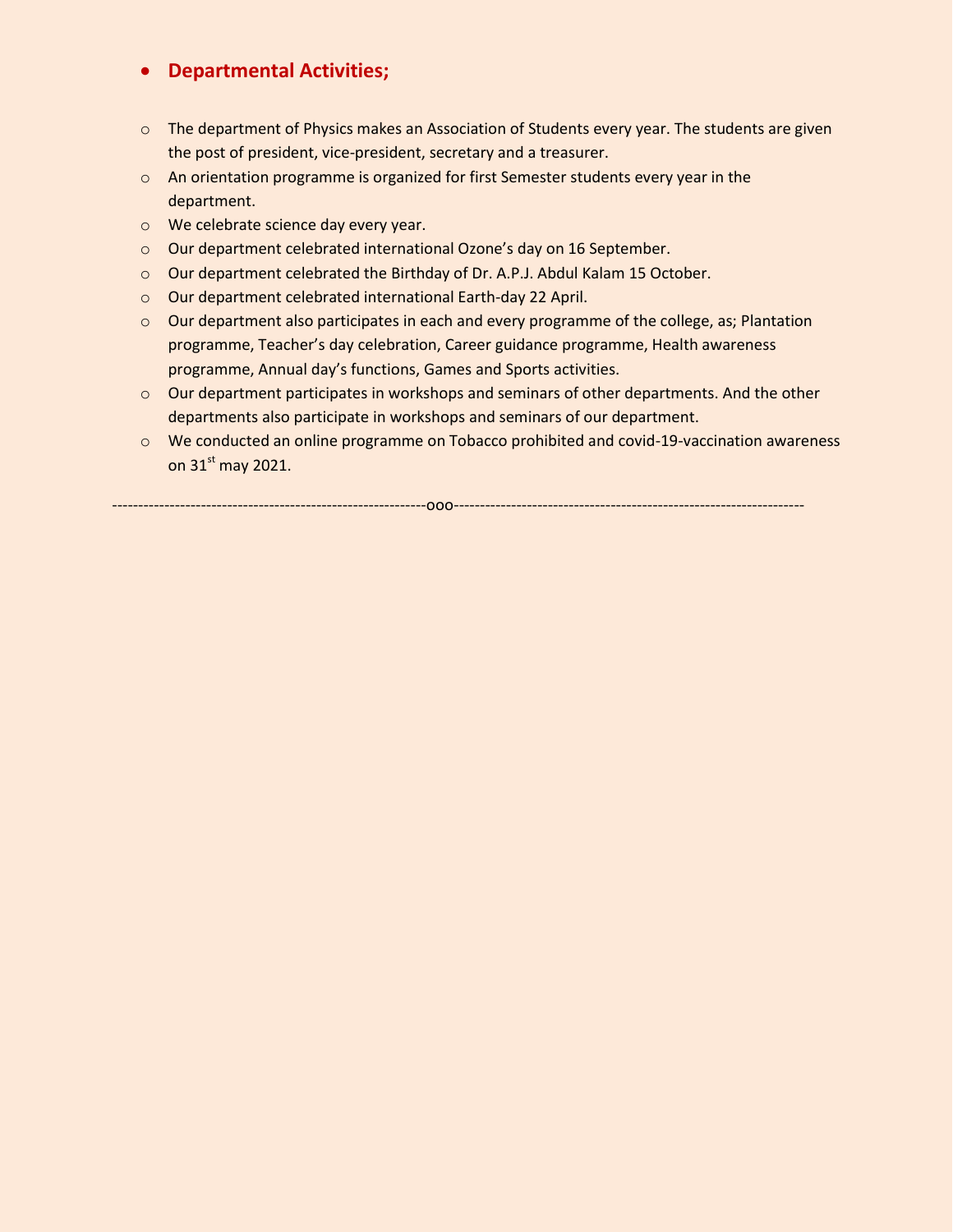- **Departmental Activities;**

  - The department of Physics makes an Association of Students every year. The students are given the post of president, vice-president, secretary and a treasurer.
  - An orientation programme is organized for first Semester students every year in the department.
  - We celebrate science day every year.
  - Our department celebrated international Ozone's day on 16 September.
  - Our department celebrated the Birthday of Dr. A.P.J. Abdul Kalam 15 October.
  - Our department celebrated international Earth-day 22 April.
  - Our department also participates in each and every programme of the college, as; Plantation programme, Teacher's day celebration, Career guidance programme, Health awareness programme, Annual day's functions, Games and Sports activities.
  - Our department participates in workshops and seminars of other departments. And the other departments also participate in workshops and seminars of our department.
  - We conducted an online programme on Tobacco prohibited and covid-19-vaccination awareness on 31st may 2021.

-------------------------------------------------------------ooo-------------------------------------------------------------------